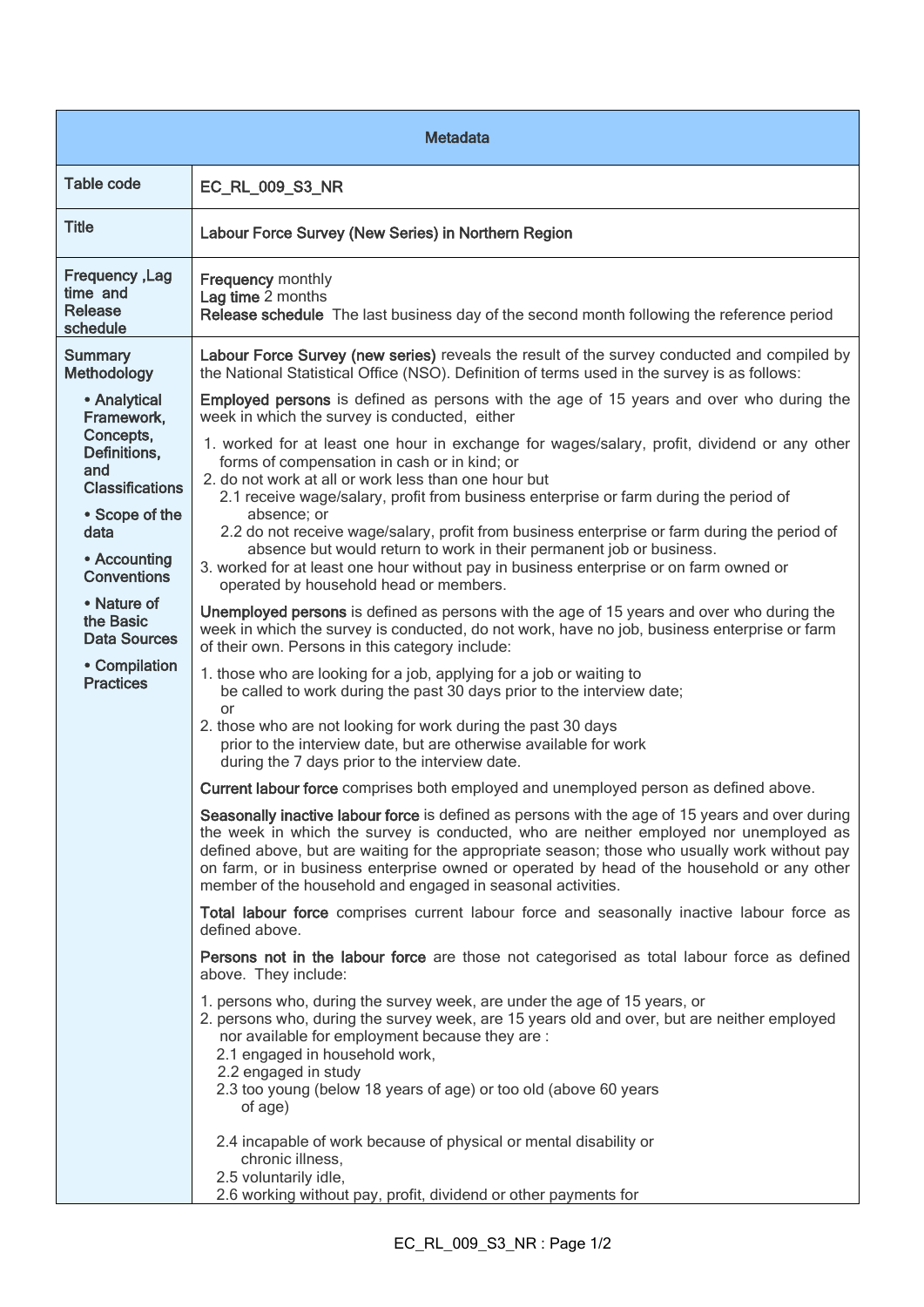| Metadata | |
|---|---|
| Table code | EC_RL_009_S3_NR |
| Title | Labour Force Survey (New Series) in Northern Region |
| Frequency ,Lag time and Release schedule | **Frequency** monthly<br>**Lag time** 2 months<br>**Release schedule** The last business day of the second month following the reference period |
| Summary Methodology<br>• Analytical Framework, Concepts, Definitions, and Classifications<br>• Scope of the data<br>• Accounting Conventions<br>• Nature of the Basic Data Sources<br>• Compilation Practices | **Labour Force Survey (new series)** reveals the result of the survey conducted and compiled by the National Statistical Office (NSO). Definition of terms used in the survey is as follows:<br>**Employed persons** is defined as persons with the age of 15 years and over who during the week in which the survey is conducted, either<br>1. worked for at least one hour in exchange for wages/salary, profit, dividend or any other forms of compensation in cash or in kind; or<br>2. do not work at all or work less than one hour but<br>2.1 receive wage/salary, profit from business enterprise or farm during the period of absence; or<br>2.2 do not receive wage/salary, profit from business enterprise or farm during the period of absence but would return to work in their permanent job or business.<br>3. worked for at least one hour without pay in business enterprise or on farm owned or operated by household head or members.<br>**Unemployed persons** is defined as persons with the age of 15 years and over who during the week in which the survey is conducted, do not work, have no job, business enterprise or farm of their own. Persons in this category include:<br>1. those who are looking for a job, applying for a job or waiting to be called to work during the past 30 days prior to the interview date; or<br>2. those who are not looking for work during the past 30 days prior to the interview date, but are otherwise available for work during the 7 days prior to the interview date.<br>**Current labour force** comprises both employed and unemployed person as defined above.<br>**Seasonally inactive labour force** is defined as persons with the age of 15 years and over during the week in which the survey is conducted, who are neither employed nor unemployed as defined above, but are waiting for the appropriate season; those who usually work without pay on farm, or in business enterprise owned or operated by head of the household or any other member of the household and engaged in seasonal activities.<br>**Total labour force** comprises current labour force and seasonally inactive labour force as defined above.<br>**Persons not in the labour force** are those not categorised as total labour force as defined above. They include:<br>1. persons who, during the survey week, are under the age of 15 years, or<br>2. persons who, during the survey week, are 15 years old and over, but are neither employed nor available for employment because they are :<br>2.1 engaged in household work,<br>2.2 engaged in study<br>2.3 too young (below 18 years of age) or too old (above 60 years of age)<br>2.4 incapable of work because of physical or mental disability or chronic illness,<br>2.5 voluntarily idle,<br>2.6 working without pay, profit, dividend or other payments for |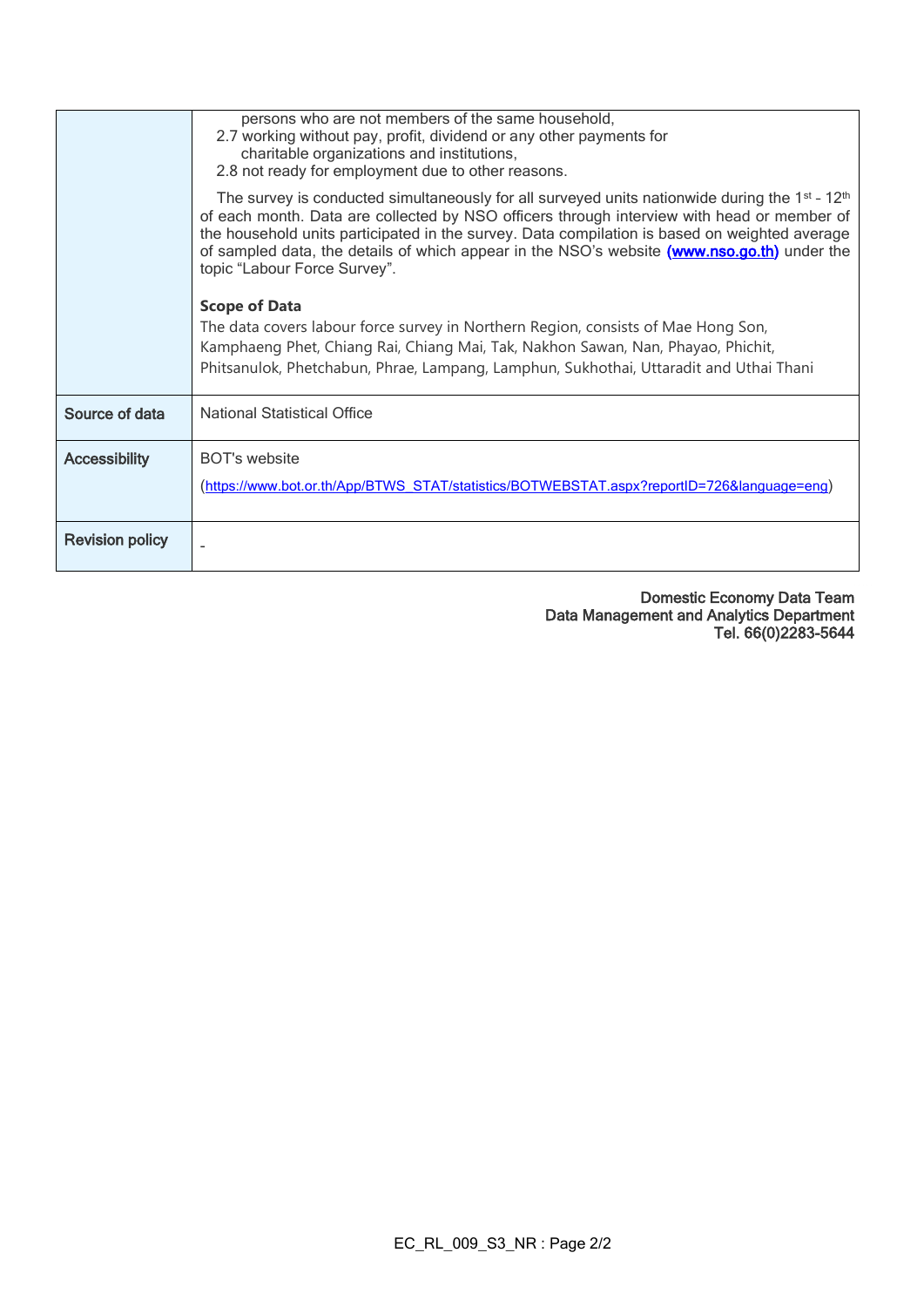| | |
|---|---|
| | persons who are not members of the same household,<br>2.7 working without pay, profit, dividend or any other payments for charitable organizations and institutions,<br>2.8 not ready for employment due to other reasons.<br><br>The survey is conducted simultaneously for all surveyed units nationwide during the 1st - 12th of each month. Data are collected by NSO officers through interview with head or member of the household units participated in the survey. Data compilation is based on weighted average of sampled data, the details of which appear in the NSO's website **(www.nso.go.th)** under the topic "Labour Force Survey".<br><br>**Scope of Data**<br>The data covers labour force survey in Northern Region, consists of Mae Hong Son, Kamphaeng Phet, Chiang Rai, Chiang Mai, Tak, Nakhon Sawan, Nan, Phayao, Phichit, Phitsanulok, Phetchabun, Phrae, Lampang, Lamphun, Sukhothai, Uttaradit and Uthai Thani |
| **Source of data** | National Statistical Office |
| **Accessibility** | BOT's website<br>(https://www.bot.or.th/App/BTWS_STAT/statistics/BOTWEBSTAT.aspx?reportID=726&language=eng) |
| **Revision policy** | - |

**Domestic Economy Data Team**
**Data Management and Analytics Department**
**Tel. 66(0)2283-5644**

EC_RL_009_S3_NR